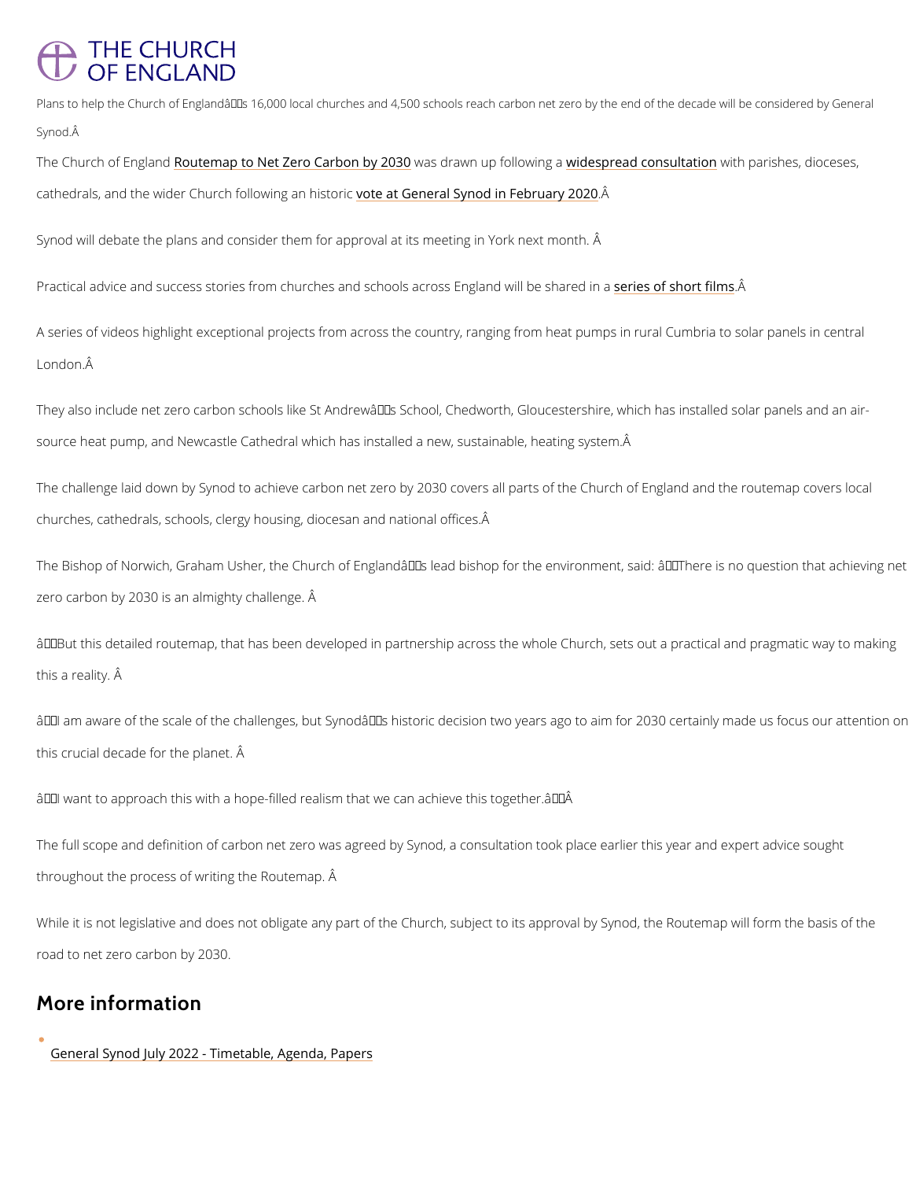THE CHURCH OF ENGLAND

Plans to help the Church of Englandâ€™s 16,000 local churches and 4,500 schools reach carbon net zero by the end of the decade will be considered by General Synod.Â

The Church of England Routemap to Net Zero Carbon by 2030 was drawn up following a widespread consultation with parishes, dioceses, cathedrals, and the wider Church following an historic vote at General Synod in February 2020.Â

Synod will debate the plans and consider them for approval at its meeting in York next month. Â

Practical advice and success stories from churches and schools across England will be shared in a series of short films.Â

A series of videos highlight exceptional projects from across the country, ranging from heat pumps in rural Cumbria to solar panels in central London.Â

They also include net zero carbon schools like St Andrewâ€™s School, Chedworth, Gloucestershire, which has installed solar panels and an air-source heat pump, and Newcastle Cathedral which has installed a new, sustainable, heating system.Â

The challenge laid down by Synod to achieve carbon net zero by 2030 covers all parts of the Church of England and the routemap covers local churches, cathedrals, schools, clergy housing, diocesan and national offices.Â

The Bishop of Norwich, Graham Usher, the Church of Englandâ€™s lead bishop for the environment, said: â€œThere is no question that achieving net zero carbon by 2030 is an almighty challenge. Â

â€œBut this detailed routemap, that has been developed in partnership across the whole Church, sets out a practical and pragmatic way to making this a reality. Â

â€œI am aware of the scale of the challenges, but Synodâ€™s historic decision two years ago to aim for 2030 certainly made us focus our attention on this crucial decade for the planet. Â

â€œI want to approach this with a hope-filled realism that we can achieve this together.â€Â

The full scope and definition of carbon net zero was agreed by Synod, a consultation took place earlier this year and expert advice sought throughout the process of writing the Routemap. Â

While it is not legislative and does not obligate any part of the Church, subject to its approval by Synod, the Routemap will form the basis of the road to net zero carbon by 2030.

## More information

- General Synod July 2022 - Timetable, Agenda, Papers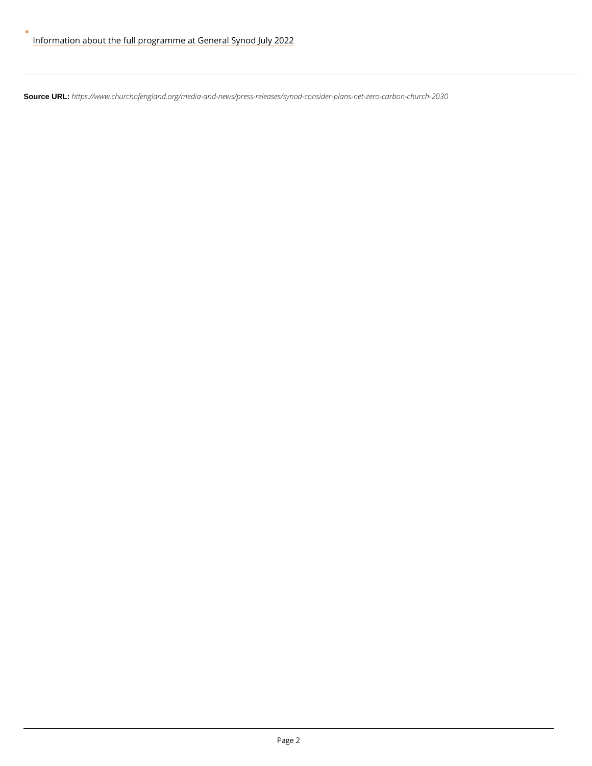- Information about the full programme at General Synod July 2022

---

**Source URL:** *https://www.churchofengland.org/media-and-news/press-releases/synod-consider-plans-net-zero-carbon-church-2030*